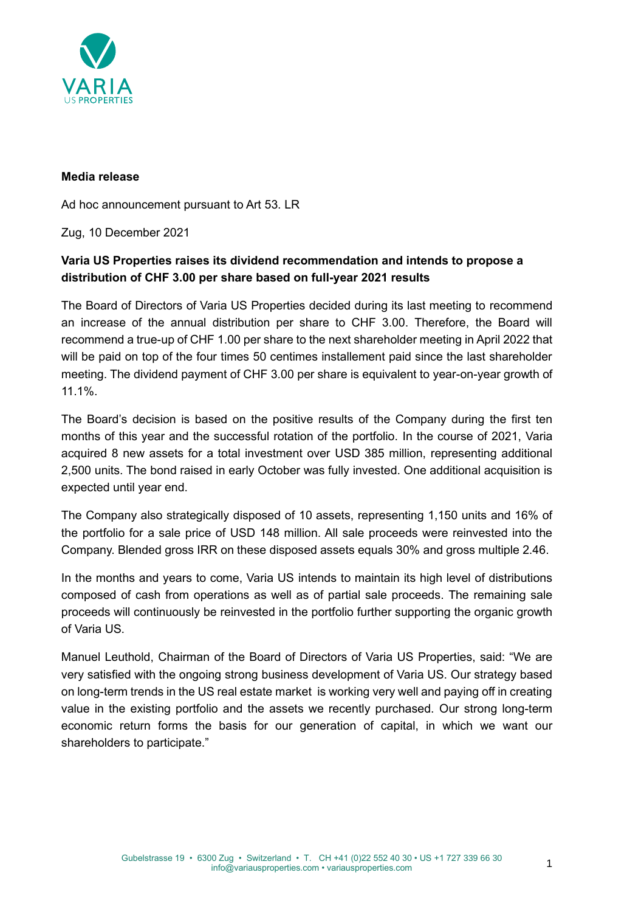**Media release**

Ad hoc announcement pursuant to Art 53. LR

Zug, 10 December 2021

**Varia US Properties raises its dividend recommendation and intends to propose a distribution of CHF 3.00 per share based on full-year 2021 results**

The Board of Directors of Varia US Properties decided during its last meeting to recommend an increase of the annual distribution per share to CHF 3.00. Therefore, the Board will recommend a true-up of CHF 1.00 per share to the next shareholder meeting in April 2022 that will be paid on top of the four times 50 centimes installement paid since the last shareholder meeting. The dividend payment of CHF 3.00 per share is equivalent to year-on-year growth of 11.1%.

The Board's decision is based on the positive results of the Company during the first ten months of this year and the successful rotation of the portfolio. In the course of 2021, Varia acquired 8 new assets for a total investment over USD 385 million, representing additional 2,500 units. The bond raised in early October was fully invested. One additional acquisition is expected until year end.

The Company also strategically disposed of 10 assets, representing 1,150 units and 16% of the portfolio for a sale price of USD 148 million. All sale proceeds were reinvested into the Company. Blended gross IRR on these disposed assets equals 30% and gross multiple 2.46.

In the months and years to come, Varia US intends to maintain its high level of distributions composed of cash from operations as well as of partial sale proceeds. The remaining sale proceeds will continuously be reinvested in the portfolio further supporting the organic growth of Varia US.

Manuel Leuthold, Chairman of the Board of Directors of Varia US Properties, said: "We are very satisfied with the ongoing strong business development of Varia US. Our strategy based on long-term trends in the US real estate market is working very well and paying off in creating value in the existing portfolio and the assets we recently purchased. Our strong long-term economic return forms the basis for our generation of capital, in which we want our shareholders to participate."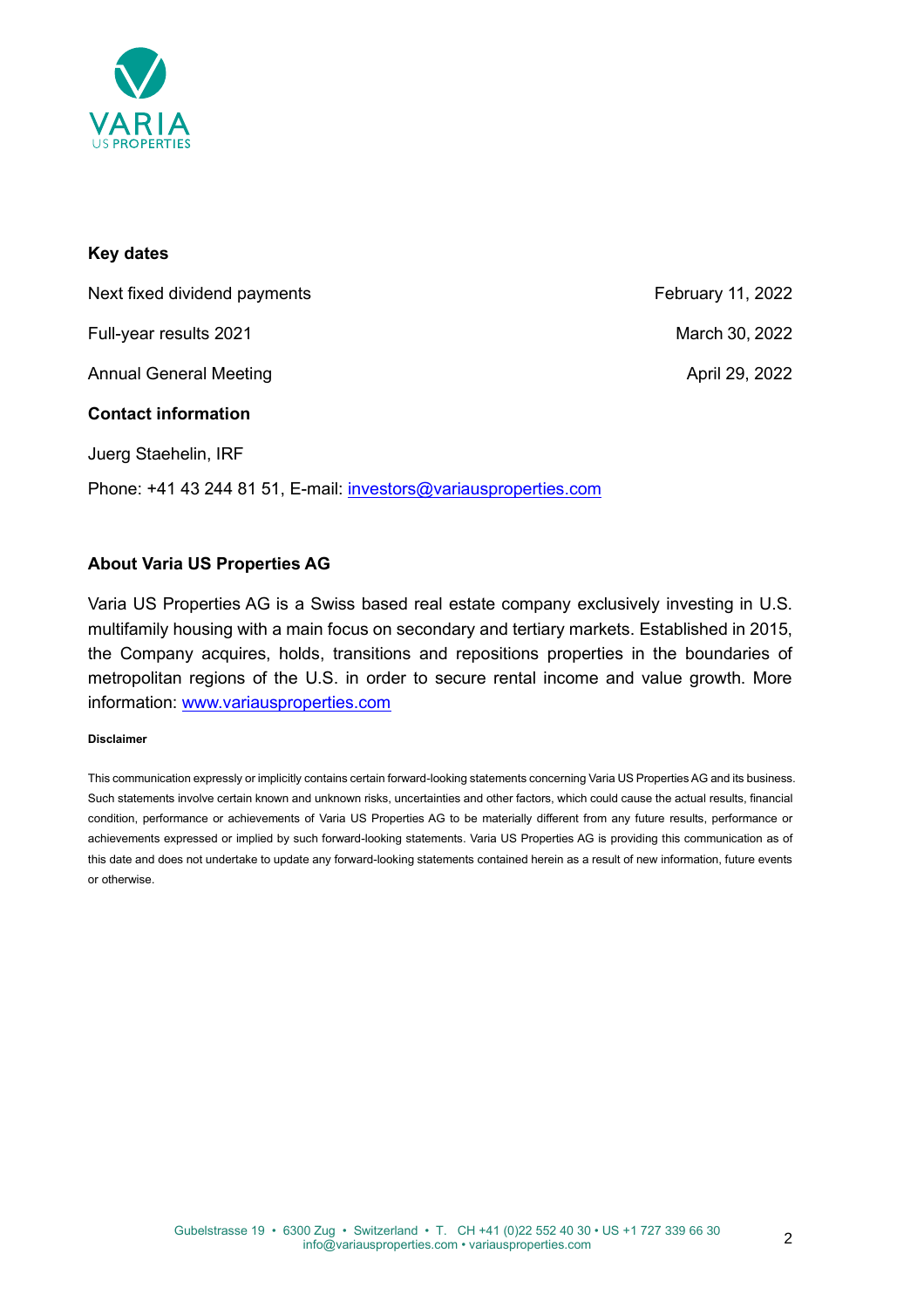**Key dates**

| | |
|---|---|
| Next fixed dividend payments | February 11, 2022 |
| Full-year results 2021 | March 30, 2022 |
| Annual General Meeting | April 29, 2022 |

**Contact information**

Juerg Staehelin, IRF

Phone: +41 43 244 81 51, E-mail: investors@variausproperties.com

**About Varia US Properties AG**

Varia US Properties AG is a Swiss based real estate company exclusively investing in U.S. multifamily housing with a main focus on secondary and tertiary markets. Established in 2015, the Company acquires, holds, transitions and repositions properties in the boundaries of metropolitan regions of the U.S. in order to secure rental income and value growth. More information: www.variausproperties.com

**Disclaimer**

This communication expressly or implicitly contains certain forward-looking statements concerning Varia US Properties AG and its business. Such statements involve certain known and unknown risks, uncertainties and other factors, which could cause the actual results, financial condition, performance or achievements of Varia US Properties AG to be materially different from any future results, performance or achievements expressed or implied by such forward-looking statements. Varia US Properties AG is providing this communication as of this date and does not undertake to update any forward-looking statements contained herein as a result of new information, future events or otherwise.